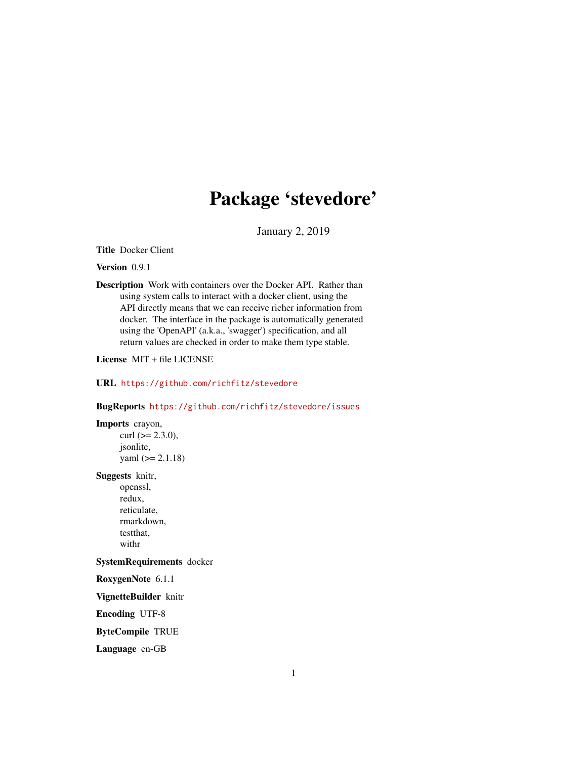# Package 'stevedore'

January 2, 2019

**Title** Docker Client

**Version** 0.9.1

**Description** Work with containers over the Docker API. Rather than using system calls to interact with a docker client, using the API directly means that we can receive richer information from docker. The interface in the package is automatically generated using the 'OpenAPI' (a.k.a., 'swagger') specification, and all return values are checked in order to make them type stable.

**License** MIT + file LICENSE

**URL** https://github.com/richfitz/stevedore

**BugReports** https://github.com/richfitz/stevedore/issues

**Imports** crayon,
curl (>= 2.3.0),
jsonlite,
yaml (>= 2.1.18)

**Suggests** knitr,
openssl,
redux,
reticulate,
rmarkdown,
testthat,
withr

**SystemRequirements** docker

**RoxygenNote** 6.1.1

**VignetteBuilder** knitr

**Encoding** UTF-8

**ByteCompile** TRUE

**Language** en-GB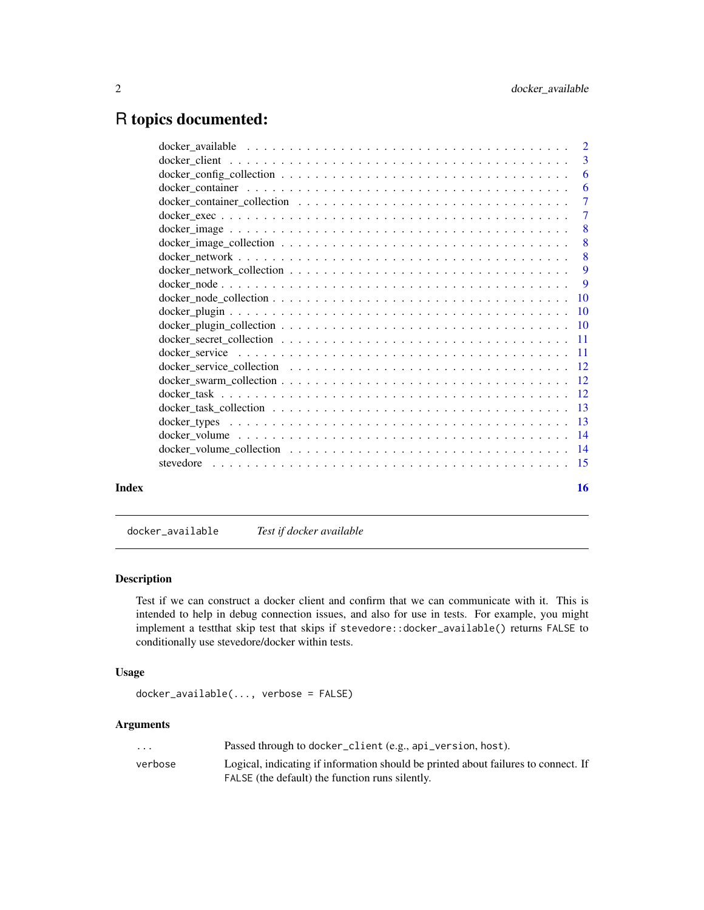# R topics documented:

| | |
|---|---|
| docker_available | 2 |
| docker_client | 3 |
| docker_config_collection | 6 |
| docker_container | 6 |
| docker_container_collection | 7 |
| docker_exec | 7 |
| docker_image | 8 |
| docker_image_collection | 8 |
| docker_network | 8 |
| docker_network_collection | 9 |
| docker_node | 9 |
| docker_node_collection | 10 |
| docker_plugin | 10 |
| docker_plugin_collection | 10 |
| docker_secret_collection | 11 |
| docker_service | 11 |
| docker_service_collection | 12 |
| docker_swarm_collection | 12 |
| docker_task | 12 |
| docker_task_collection | 13 |
| docker_types | 13 |
| docker_volume | 14 |
| docker_volume_collection | 14 |
| stevedore | 15 |
| **Index** | **16** |

---

## docker_available — *Test if docker available*

### Description

Test if we can construct a docker client and confirm that we can communicate with it. This is intended to help in debug connection issues, and also for use in tests. For example, you might implement a testthat skip test that skips if `stevedore::docker_available()` returns `FALSE` to conditionally use stevedore/docker within tests.

### Usage

```
docker_available(..., verbose = FALSE)
```

### Arguments

| | |
|---|---|
| `...` | Passed through to `docker_client` (e.g., `api_version`, `host`). |
| `verbose` | Logical, indicating if information should be printed about failures to connect. If `FALSE` (the default) the function runs silently. |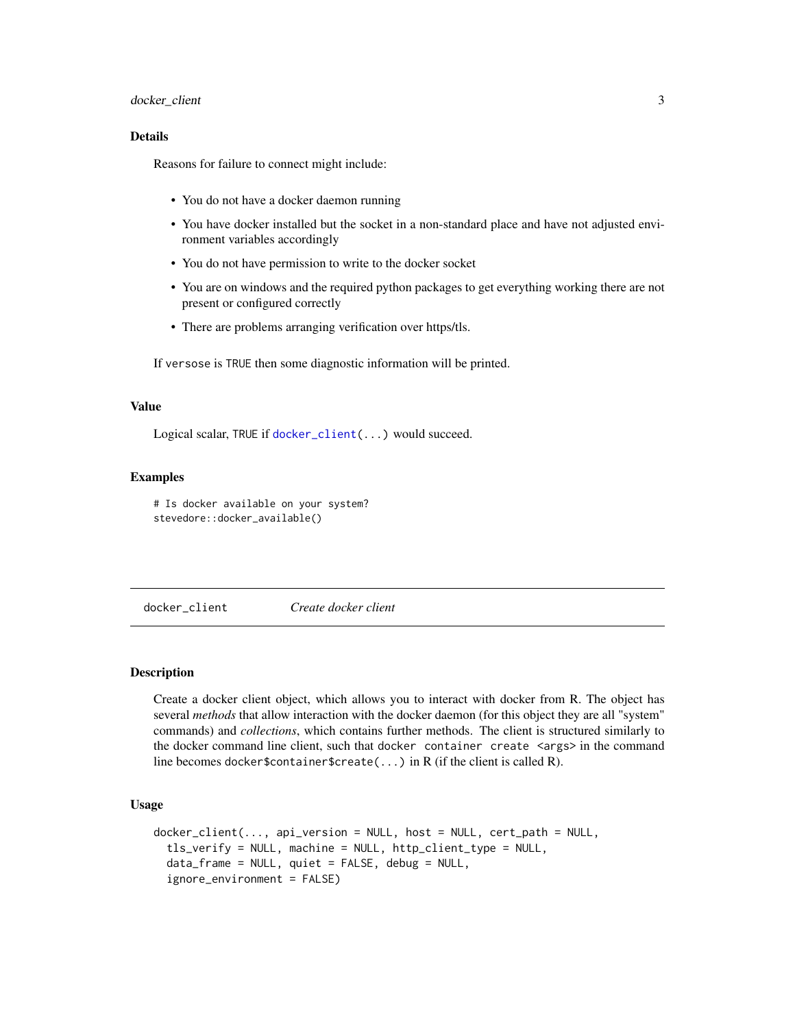### Details

Reasons for failure to connect might include:

- You do not have a docker daemon running
- You have docker installed but the socket in a non-standard place and have not adjusted environment variables accordingly
- You do not have permission to write to the docker socket
- You are on windows and the required python packages to get everything working there are not present or configured correctly
- There are problems arranging verification over https/tls.

If `versose` is `TRUE` then some diagnostic information will be printed.

### Value

Logical scalar, `TRUE` if `docker_client(...)` would succeed.

### Examples

```
# Is docker available on your system?
stevedore::docker_available()
```

---

## docker_client — *Create docker client*

---

### Description

Create a docker client object, which allows you to interact with docker from R. The object has several *methods* that allow interaction with the docker daemon (for this object they are all "system" commands) and *collections*, which contains further methods. The client is structured similarly to the docker command line client, such that `docker container create <args>` in the command line becomes `docker$container$create(...)` in R (if the client is called R).

### Usage

```
docker_client(..., api_version = NULL, host = NULL, cert_path = NULL,
  tls_verify = NULL, machine = NULL, http_client_type = NULL,
  data_frame = NULL, quiet = FALSE, debug = NULL,
  ignore_environment = FALSE)
```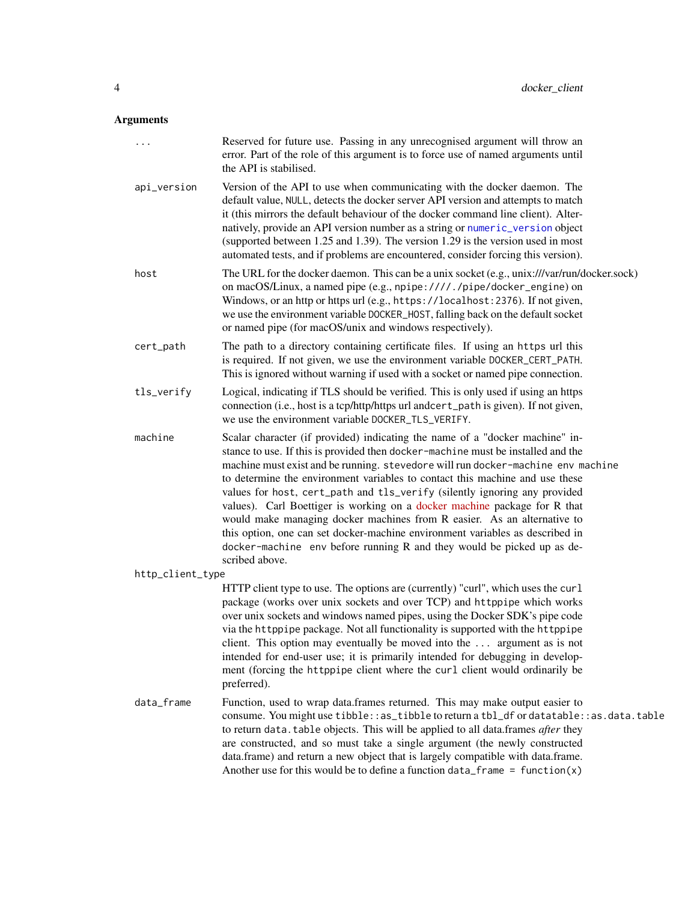## Arguments

| Argument | Description |
| --- | --- |
| `...` | Reserved for future use. Passing in any unrecognised argument will throw an error. Part of the role of this argument is to force use of named arguments until the API is stabilised. |
| `api_version` | Version of the API to use when communicating with the docker daemon. The default value, `NULL`, detects the docker server API version and attempts to match it (this mirrors the default behaviour of the docker command line client). Alternatively, provide an API version number as a string or `numeric_version` object (supported between 1.25 and 1.39). The version 1.29 is the version used in most automated tests, and if problems are encountered, consider forcing this version). |
| `host` | The URL for the docker daemon. This can be a unix socket (e.g., unix:///var/run/docker.sock) on macOS/Linux, a named pipe (e.g., `npipe:////./pipe/docker_engine`) on Windows, or an http or https url (e.g., `https://localhost:2376`). If not given, we use the environment variable `DOCKER_HOST`, falling back on the default socket or named pipe (for macOS/unix and windows respectively). |
| `cert_path` | The path to a directory containing certificate files. If using an `https` url this is required. If not given, we use the environment variable `DOCKER_CERT_PATH`. This is ignored without warning if used with a socket or named pipe connection. |
| `tls_verify` | Logical, indicating if TLS should be verified. This is only used if using an https connection (i.e., host is a tcp/http/https url and`cert_path` is given). If not given, we use the environment variable `DOCKER_TLS_VERIFY`. |
| `machine` | Scalar character (if provided) indicating the name of a "docker machine" instance to use. If this is provided then `docker-machine` must be installed and the machine must exist and be running. `stevedore` will run `docker-machine env machine` to determine the environment variables to contact this machine and use these values for `host`, `cert_path` and `tls_verify` (silently ignoring any provided values). Carl Boettiger is working on a docker machine package for R that would make managing docker machines from R easier. As an alternative to this option, one can set docker-machine environment variables as described in `docker-machine env` before running R and they would be picked up as described above. |
| `http_client_type` | HTTP client type to use. The options are (currently) "curl", which uses the `curl` package (works over unix sockets and over TCP) and `httppipe` which works over unix sockets and windows named pipes, using the Docker SDK's pipe code via the `httppipe` package. Not all functionality is supported with the `httppipe` client. This option may eventually be moved into the `...` argument as is not intended for end-user use; it is primarily intended for debugging in development (forcing the `httppipe` client where the `curl` client would ordinarily be preferred). |
| `data_frame` | Function, used to wrap data.frames returned. This may make output easier to consume. You might use `tibble::as_tibble` to return a `tbl_df` or `datatable::as.data.table` to return `data.table` objects. This will be applied to all data.frames *after* they are constructed, and so must take a single argument (the newly constructed data.frame) and return a new object that is largely compatible with data.frame. Another use for this would be to define a function `data_frame = function(x)` |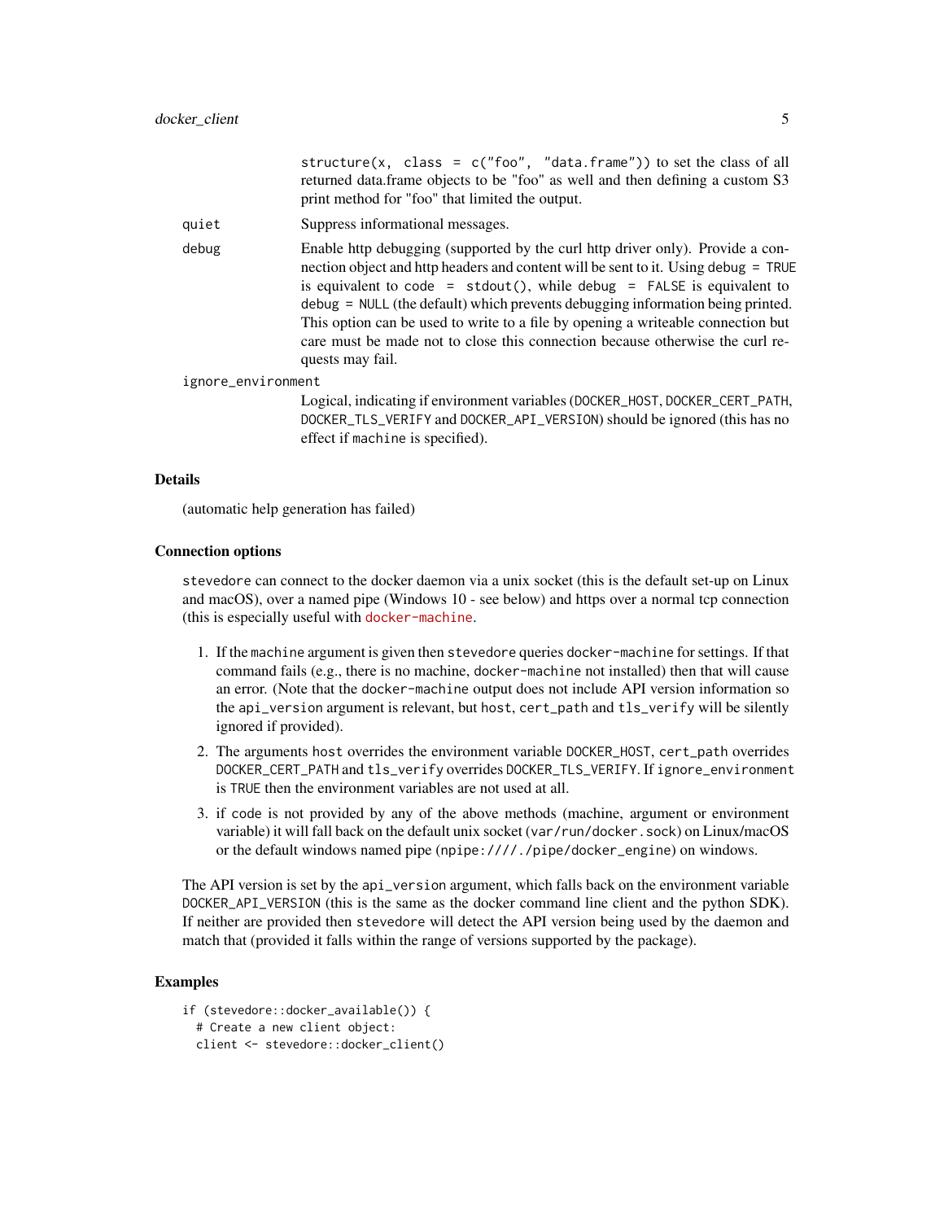| | |
|---|---|
| | `structure(x, class = c("foo", "data.frame"))` to set the class of all returned data.frame objects to be "foo" as well and then defining a custom S3 print method for "foo" that limited the output. |
| `quiet` | Suppress informational messages. |
| `debug` | Enable http debugging (supported by the curl http driver only). Provide a connection object and http headers and content will be sent to it. Using `debug = TRUE` is equivalent to `code = stdout()`, while `debug = FALSE` is equivalent to `debug = NULL` (the default) which prevents debugging information being printed. This option can be used to write to a file by opening a writeable connection but care must be made not to close this connection because otherwise the curl requests may fail. |
| `ignore_environment` | Logical, indicating if environment variables (`DOCKER_HOST`, `DOCKER_CERT_PATH`, `DOCKER_TLS_VERIFY` and `DOCKER_API_VERSION`) should be ignored (this has no effect if `machine` is specified). |

### Details

(automatic help generation has failed)

### Connection options

`stevedore` can connect to the docker daemon via a unix socket (this is the default set-up on Linux and macOS), over a named pipe (Windows 10 - see below) and https over a normal tcp connection (this is especially useful with `docker-machine`.

1. If the `machine` argument is given then `stevedore` queries `docker-machine` for settings. If that command fails (e.g., there is no machine, `docker-machine` not installed) then that will cause an error. (Note that the `docker-machine` output does not include API version information so the `api_version` argument is relevant, but `host`, `cert_path` and `tls_verify` will be silently ignored if provided).
2. The arguments `host` overrides the environment variable `DOCKER_HOST`, `cert_path` overrides `DOCKER_CERT_PATH` and `tls_verify` overrides `DOCKER_TLS_VERIFY`. If `ignore_environment` is `TRUE` then the environment variables are not used at all.
3. if `code` is not provided by any of the above methods (machine, argument or environment variable) it will fall back on the default unix socket (`var/run/docker.sock`) on Linux/macOS or the default windows named pipe (`npipe:////./pipe/docker_engine`) on windows.

The API version is set by the `api_version` argument, which falls back on the environment variable `DOCKER_API_VERSION` (this is the same as the docker command line client and the python SDK). If neither are provided then `stevedore` will detect the API version being used by the daemon and match that (provided it falls within the range of versions supported by the package).

### Examples

```
if (stevedore::docker_available()) {
  # Create a new client object:
  client <- stevedore::docker_client()
```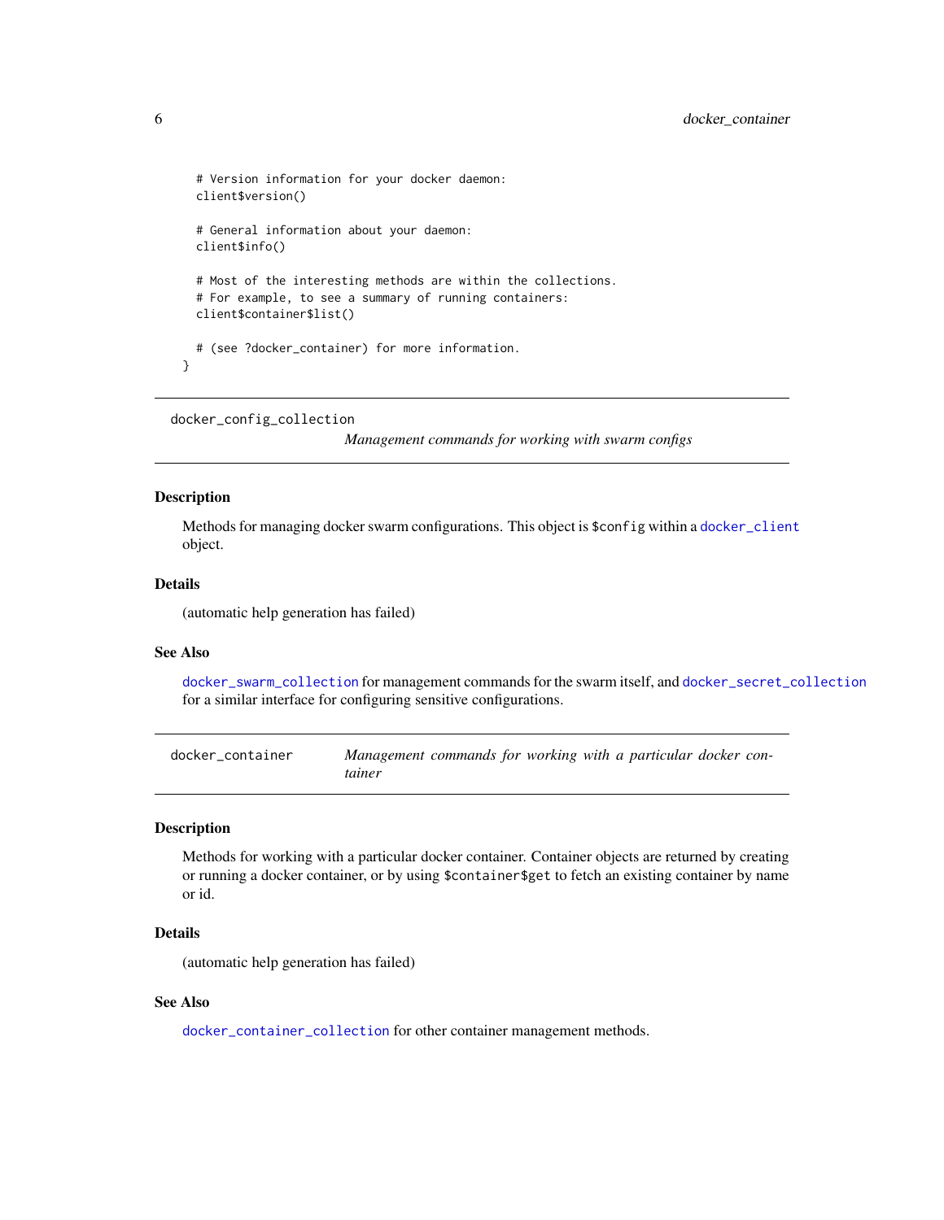```
  # Version information for your docker daemon:
  client$version()

  # General information about your daemon:
  client$info()

  # Most of the interesting methods are within the collections.
  # For example, to see a summary of running containers:
  client$container$list()

  # (see ?docker_container) for more information.
}
```

---

## docker_config_collection

*Management commands for working with swarm configs*

### Description

Methods for managing docker swarm configurations. This object is `$config` within a `docker_client` object.

### Details

(automatic help generation has failed)

### See Also

`docker_swarm_collection` for management commands for the swarm itself, and `docker_secret_collection` for a similar interface for configuring sensitive configurations.

---

## docker_container

*Management commands for working with a particular docker container*

### Description

Methods for working with a particular docker container. Container objects are returned by creating or running a docker container, or by using `$container$get` to fetch an existing container by name or id.

### Details

(automatic help generation has failed)

### See Also

`docker_container_collection` for other container management methods.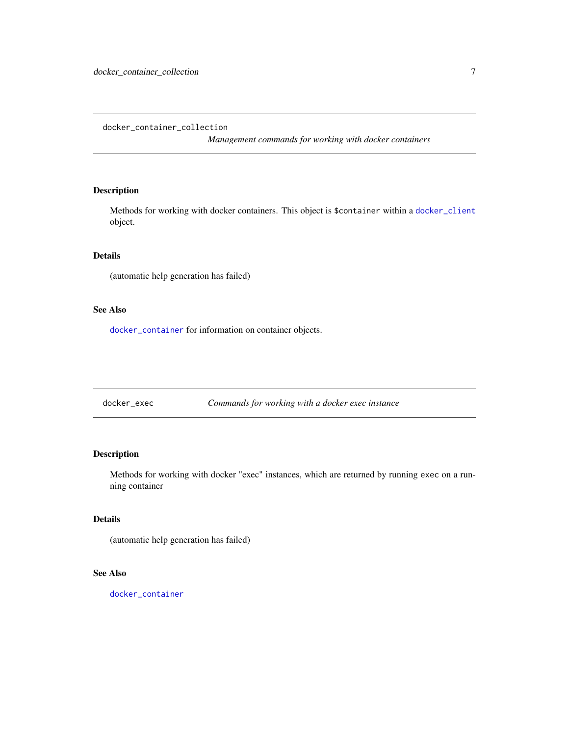## docker_container_collection

*Management commands for working with docker containers*

### Description

Methods for working with docker containers. This object is `$container` within a `docker_client` object.

### Details

(automatic help generation has failed)

### See Also

`docker_container` for information on container objects.

## docker_exec

*Commands for working with a docker exec instance*

### Description

Methods for working with docker "exec" instances, which are returned by running `exec` on a running container

### Details

(automatic help generation has failed)

### See Also

`docker_container`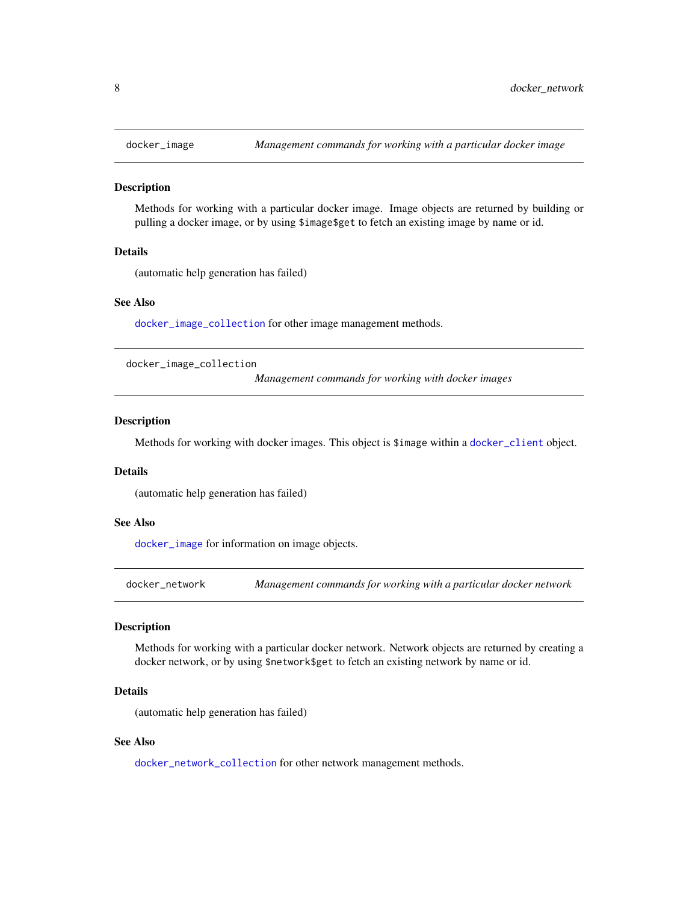## docker_image — *Management commands for working with a particular docker image*

### Description

Methods for working with a particular docker image. Image objects are returned by building or pulling a docker image, or by using `$image$get` to fetch an existing image by name or id.

### Details

(automatic help generation has failed)

### See Also

`docker_image_collection` for other image management methods.

## docker_image_collection — *Management commands for working with docker images*

### Description

Methods for working with docker images. This object is `$image` within a `docker_client` object.

### Details

(automatic help generation has failed)

### See Also

`docker_image` for information on image objects.

## docker_network — *Management commands for working with a particular docker network*

### Description

Methods for working with a particular docker network. Network objects are returned by creating a docker network, or by using `$network$get` to fetch an existing network by name or id.

### Details

(automatic help generation has failed)

### See Also

`docker_network_collection` for other network management methods.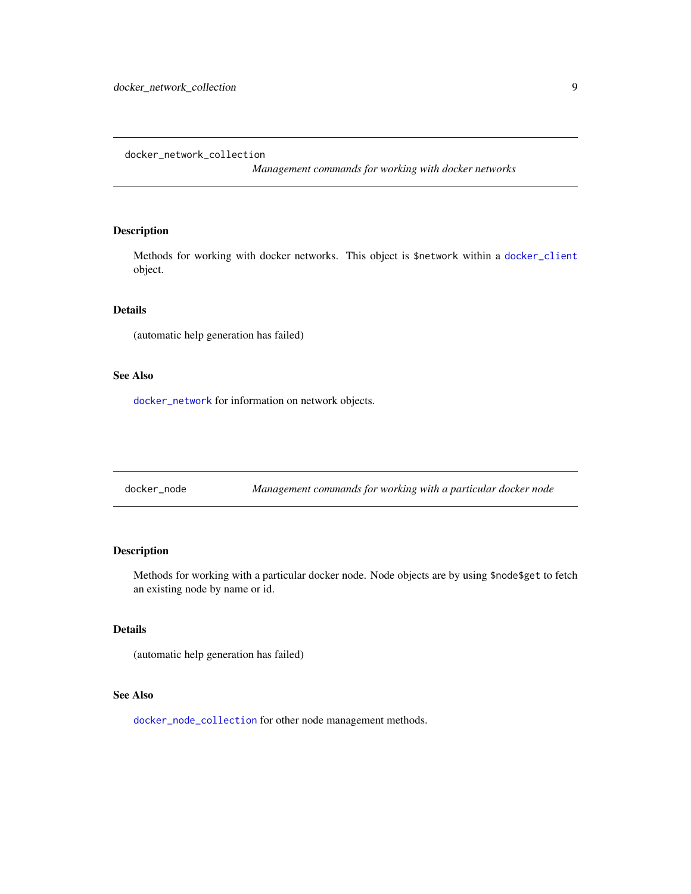## docker_network_collection

*Management commands for working with docker networks*

### Description

Methods for working with docker networks. This object is `$network` within a `docker_client` object.

### Details

(automatic help generation has failed)

### See Also

`docker_network` for information on network objects.

## docker_node

*Management commands for working with a particular docker node*

### Description

Methods for working with a particular docker node. Node objects are by using `$node$get` to fetch an existing node by name or id.

### Details

(automatic help generation has failed)

### See Also

`docker_node_collection` for other node management methods.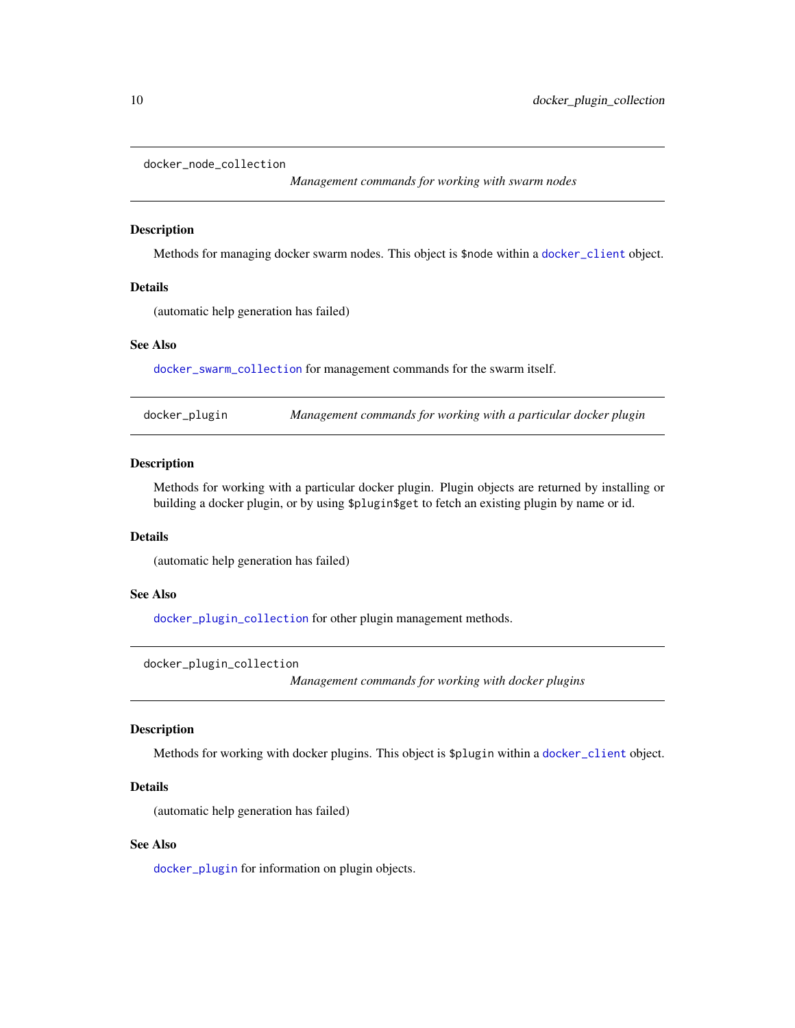## docker_node_collection

*Management commands for working with swarm nodes*

### Description

Methods for managing docker swarm nodes. This object is `$node` within a `docker_client` object.

### Details

(automatic help generation has failed)

### See Also

`docker_swarm_collection` for management commands for the swarm itself.

## docker_plugin

*Management commands for working with a particular docker plugin*

### Description

Methods for working with a particular docker plugin. Plugin objects are returned by installing or building a docker plugin, or by using `$plugin$get` to fetch an existing plugin by name or id.

### Details

(automatic help generation has failed)

### See Also

`docker_plugin_collection` for other plugin management methods.

## docker_plugin_collection

*Management commands for working with docker plugins*

### Description

Methods for working with docker plugins. This object is `$plugin` within a `docker_client` object.

### Details

(automatic help generation has failed)

### See Also

`docker_plugin` for information on plugin objects.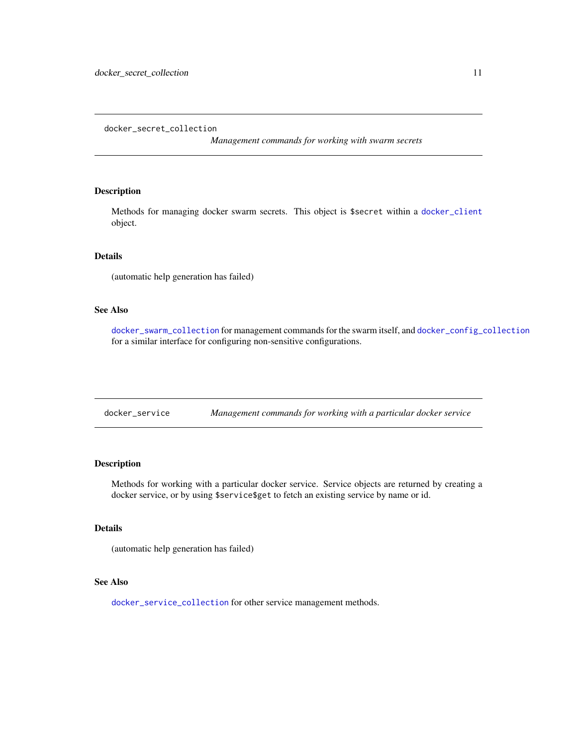## docker_secret_collection

*Management commands for working with swarm secrets*

### Description

Methods for managing docker swarm secrets. This object is `$secret` within a `docker_client` object.

### Details

(automatic help generation has failed)

### See Also

`docker_swarm_collection` for management commands for the swarm itself, and `docker_config_collection` for a similar interface for configuring non-sensitive configurations.

## docker_service

*Management commands for working with a particular docker service*

### Description

Methods for working with a particular docker service. Service objects are returned by creating a docker service, or by using `$service$get` to fetch an existing service by name or id.

### Details

(automatic help generation has failed)

### See Also

`docker_service_collection` for other service management methods.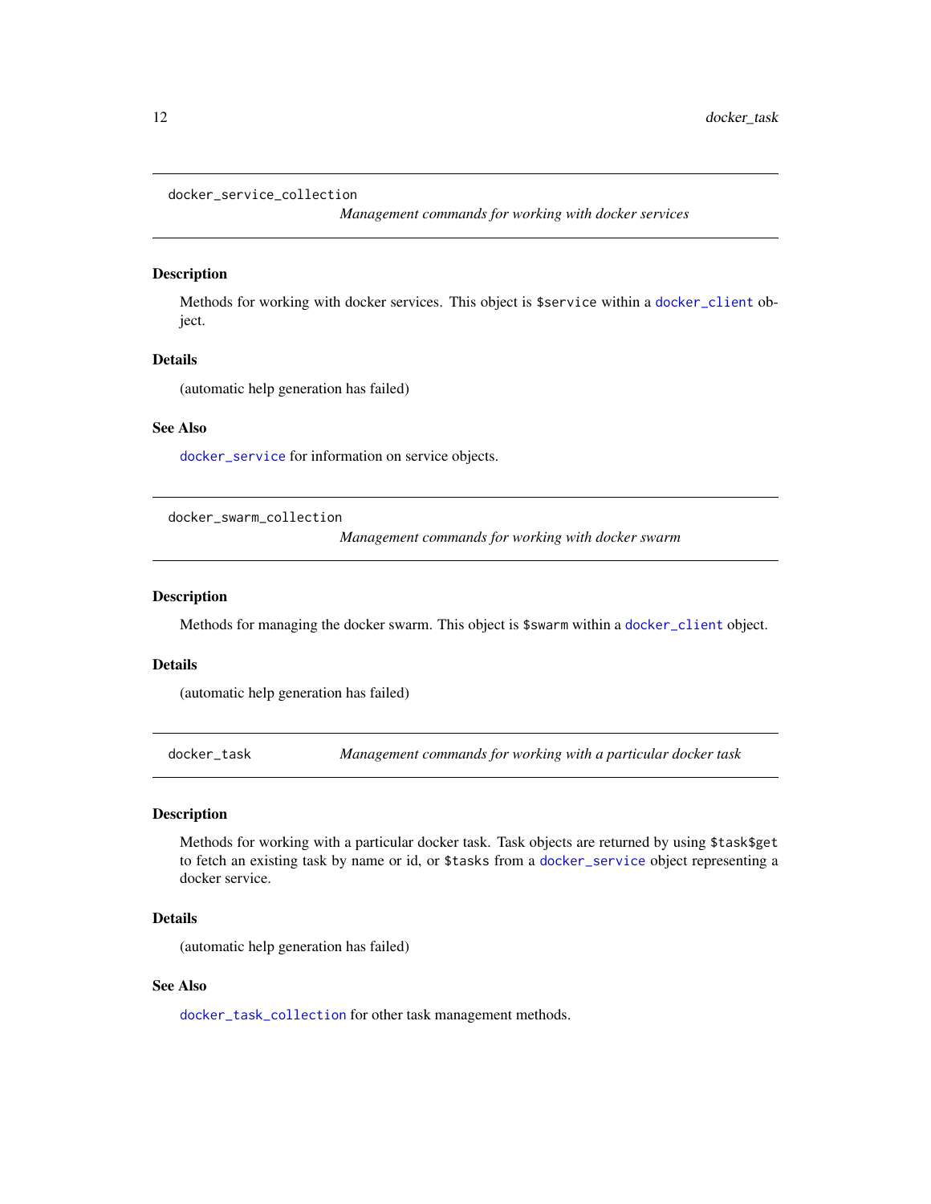## docker_service_collection

*Management commands for working with docker services*

### Description

Methods for working with docker services. This object is `$service` within a `docker_client` object.

### Details

(automatic help generation has failed)

### See Also

`docker_service` for information on service objects.

## docker_swarm_collection

*Management commands for working with docker swarm*

### Description

Methods for managing the docker swarm. This object is `$swarm` within a `docker_client` object.

### Details

(automatic help generation has failed)

## docker_task

*Management commands for working with a particular docker task*

### Description

Methods for working with a particular docker task. Task objects are returned by using `$task$get` to fetch an existing task by name or id, or `$tasks` from a `docker_service` object representing a docker service.

### Details

(automatic help generation has failed)

### See Also

`docker_task_collection` for other task management methods.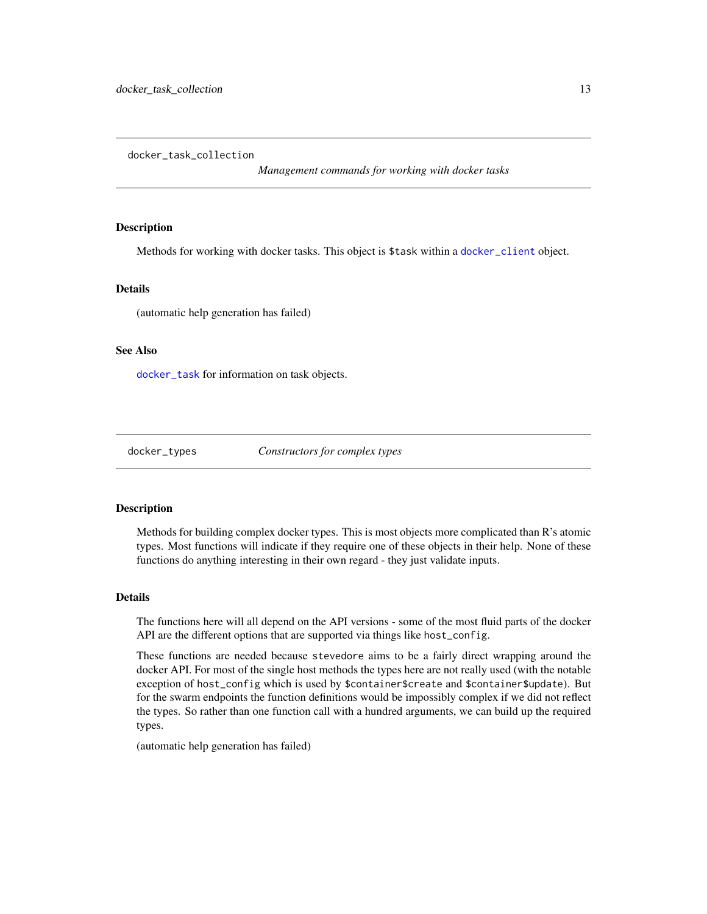## docker_task_collection

*Management commands for working with docker tasks*

### Description

Methods for working with docker tasks. This object is `$task` within a `docker_client` object.

### Details

(automatic help generation has failed)

### See Also

`docker_task` for information on task objects.

## docker_types

*Constructors for complex types*

### Description

Methods for building complex docker types. This is most objects more complicated than R's atomic types. Most functions will indicate if they require one of these objects in their help. None of these functions do anything interesting in their own regard - they just validate inputs.

### Details

The functions here will all depend on the API versions - some of the most fluid parts of the docker API are the different options that are supported via things like `host_config`.

These functions are needed because `stevedore` aims to be a fairly direct wrapping around the docker API. For most of the single host methods the types here are not really used (with the notable exception of `host_config` which is used by `$container$create` and `$container$update`). But for the swarm endpoints the function definitions would be impossibly complex if we did not reflect the types. So rather than one function call with a hundred arguments, we can build up the required types.

(automatic help generation has failed)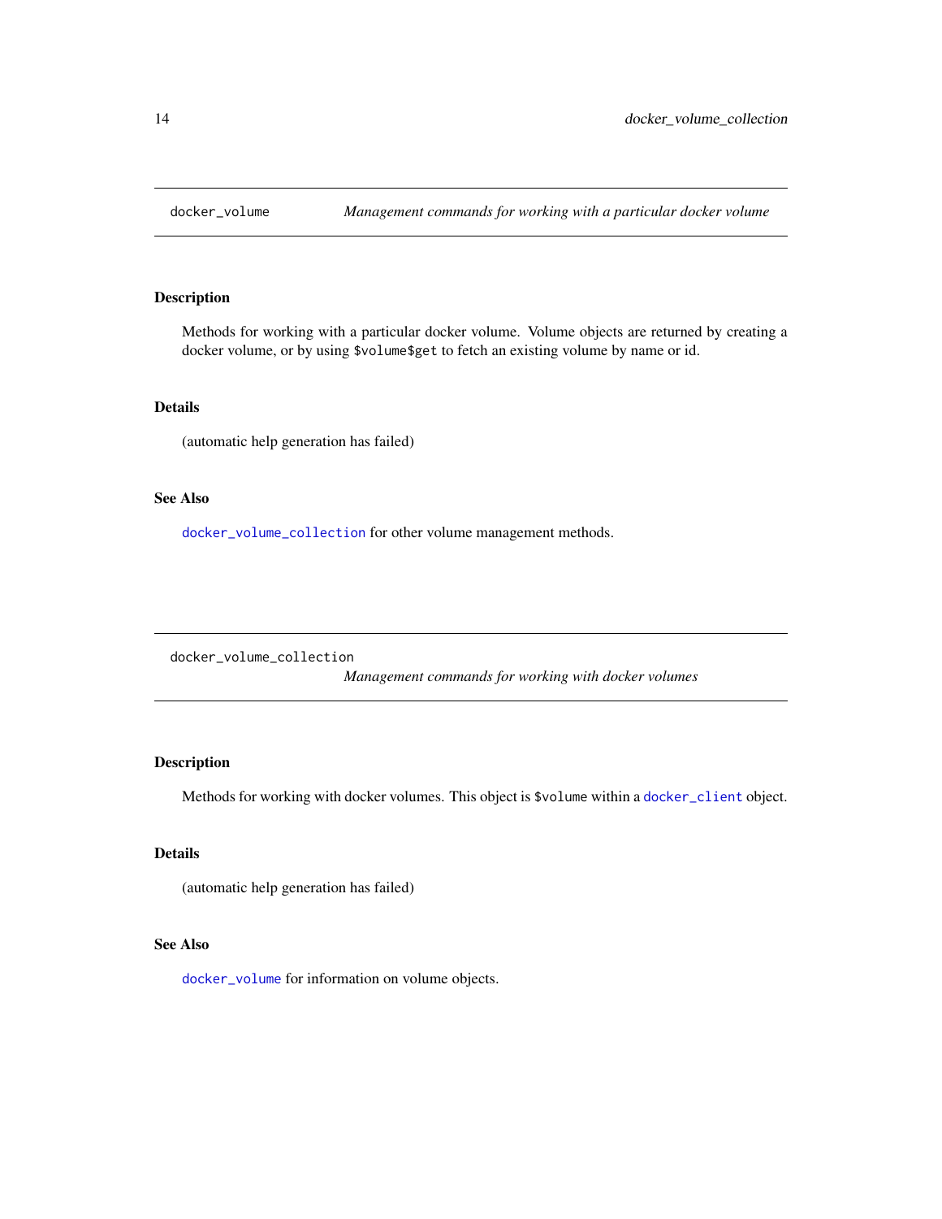## docker_volume — *Management commands for working with a particular docker volume*

### Description

Methods for working with a particular docker volume. Volume objects are returned by creating a docker volume, or by using `$volume$get` to fetch an existing volume by name or id.

### Details

(automatic help generation has failed)

### See Also

`docker_volume_collection` for other volume management methods.

## docker_volume_collection — *Management commands for working with docker volumes*

### Description

Methods for working with docker volumes. This object is `$volume` within a `docker_client` object.

### Details

(automatic help generation has failed)

### See Also

`docker_volume` for information on volume objects.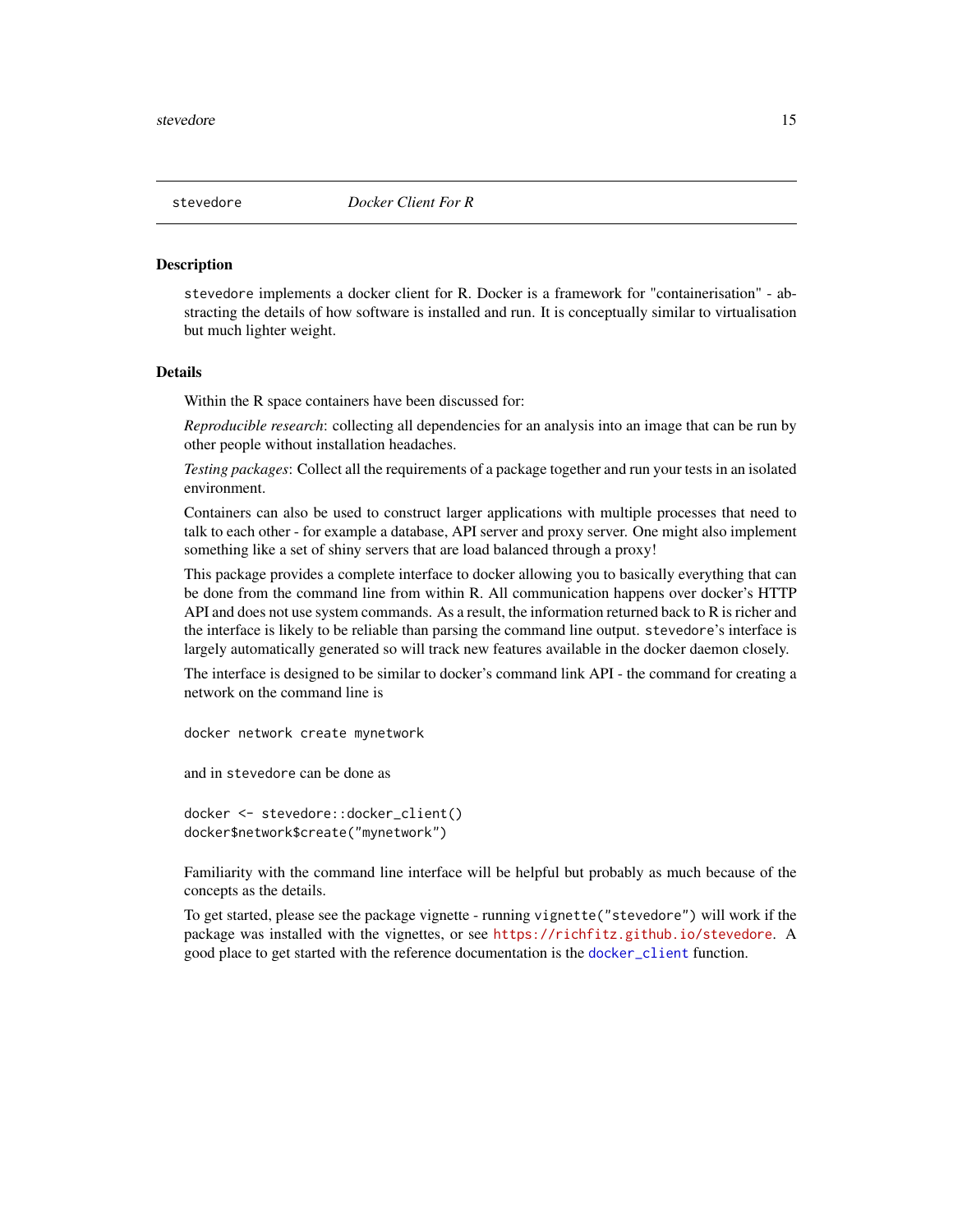# stevedore — *Docker Client For R*

## Description

stevedore implements a docker client for R. Docker is a framework for "containerisation" - abstracting the details of how software is installed and run. It is conceptually similar to virtualisation but much lighter weight.

## Details

Within the R space containers have been discussed for:

*Reproducible research*: collecting all dependencies for an analysis into an image that can be run by other people without installation headaches.

*Testing packages*: Collect all the requirements of a package together and run your tests in an isolated environment.

Containers can also be used to construct larger applications with multiple processes that need to talk to each other - for example a database, API server and proxy server. One might also implement something like a set of shiny servers that are load balanced through a proxy!

This package provides a complete interface to docker allowing you to basically everything that can be done from the command line from within R. All communication happens over docker's HTTP API and does not use system commands. As a result, the information returned back to R is richer and the interface is likely to be reliable than parsing the command line output. stevedore's interface is largely automatically generated so will track new features available in the docker daemon closely.

The interface is designed to be similar to docker's command link API - the command for creating a network on the command line is

```
docker network create mynetwork
```

and in stevedore can be done as

```
docker <- stevedore::docker_client()
docker$network$create("mynetwork")
```

Familiarity with the command line interface will be helpful but probably as much because of the concepts as the details.

To get started, please see the package vignette - running vignette("stevedore") will work if the package was installed with the vignettes, or see https://richfitz.github.io/stevedore. A good place to get started with the reference documentation is the docker_client function.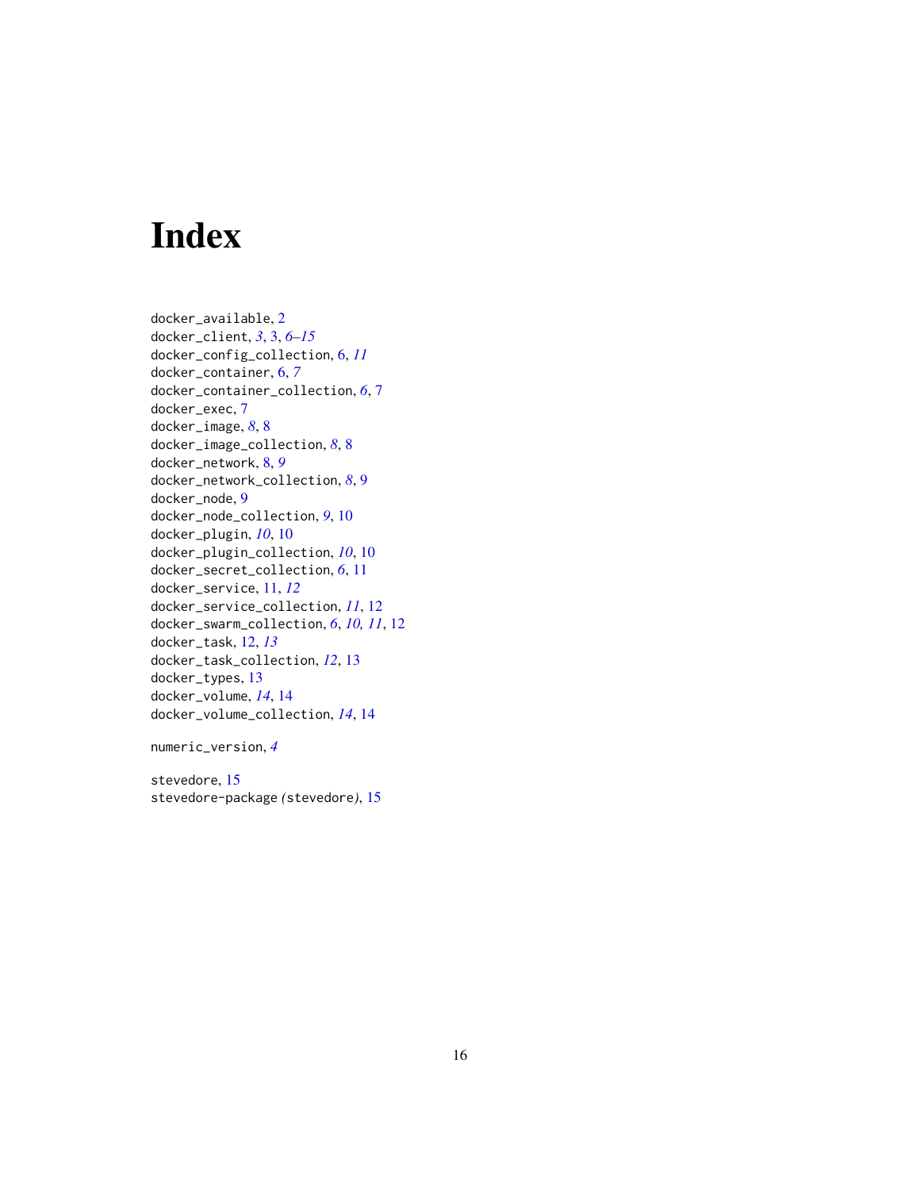# Index

docker_available, 2
docker_client, *3*, 3, *6–15*
docker_config_collection, 6, *11*
docker_container, 6, *7*
docker_container_collection, *6*, 7
docker_exec, 7
docker_image, *8*, 8
docker_image_collection, *8*, 8
docker_network, 8, *9*
docker_network_collection, *8*, 9
docker_node, 9
docker_node_collection, *9*, 10
docker_plugin, *10*, 10
docker_plugin_collection, *10*, 10
docker_secret_collection, *6*, 11
docker_service, 11, *12*
docker_service_collection, *11*, 12
docker_swarm_collection, *6*, *10*, *11*, 12
docker_task, 12, *13*
docker_task_collection, *12*, 13
docker_types, 13
docker_volume, *14*, 14
docker_volume_collection, *14*, 14

numeric_version, *4*

stevedore, 15
stevedore-package *(*stevedore*)*, 15